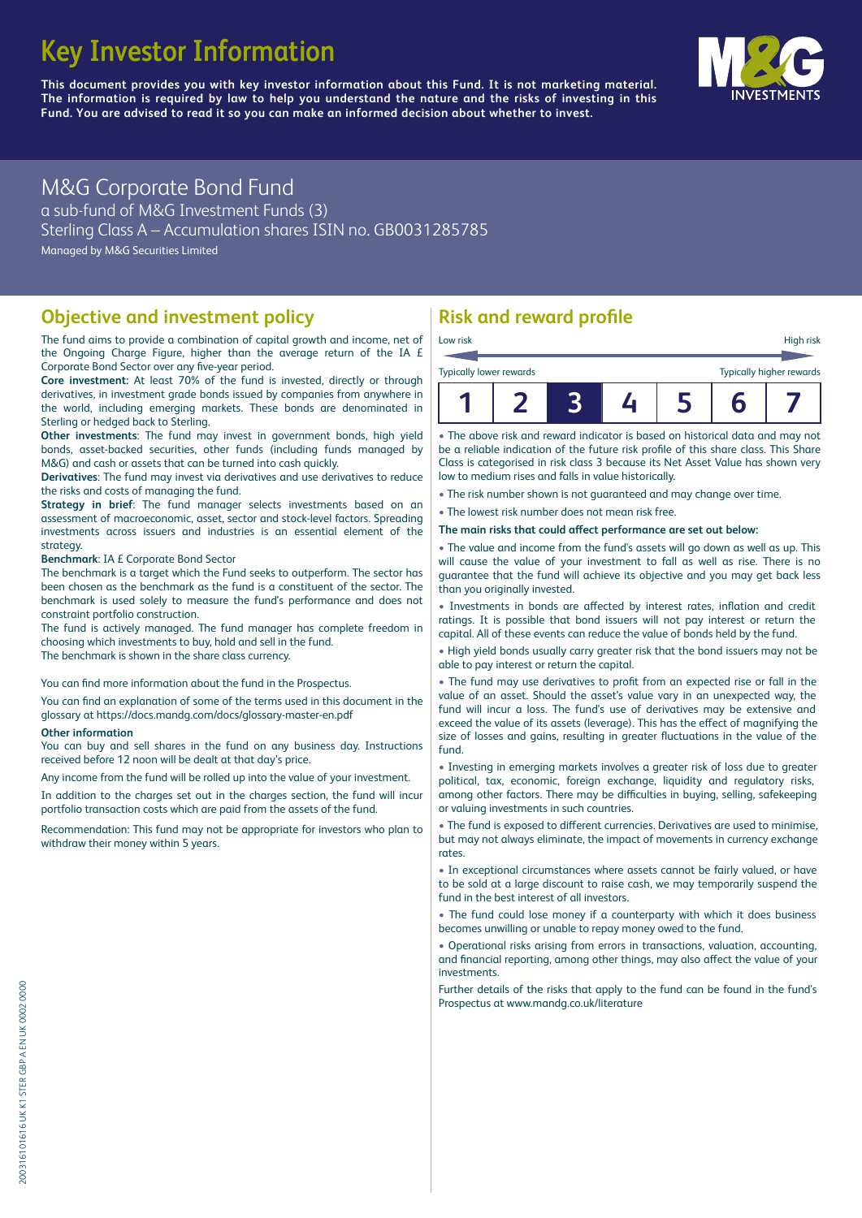# Key Investor Information

**This document provides you with key investor information about this Fund. It is not marketing material. The information is required by law to help you understand the nature and the risks of investing in this Fund. You are advised to read it so you can make an informed decision about whether to invest.**

## M&G Corporate Bond Fund

a sub-fund of M&G Investment Funds (3)
Sterling Class A – Accumulation shares ISIN no. GB0031285785
Managed by M&G Securities Limited

## Objective and investment policy

The fund aims to provide a combination of capital growth and income, net of the Ongoing Charge Figure, higher than the average return of the IA £ Corporate Bond Sector over any five-year period.

**Core investment:** At least 70% of the fund is invested, directly or through derivatives, in investment grade bonds issued by companies from anywhere in the world, including emerging markets. These bonds are denominated in Sterling or hedged back to Sterling.

**Other investments**: The fund may invest in government bonds, high yield bonds, asset-backed securities, other funds (including funds managed by M&G) and cash or assets that can be turned into cash quickly.

**Derivatives**: The fund may invest via derivatives and use derivatives to reduce the risks and costs of managing the fund.

**Strategy in brief**: The fund manager selects investments based on an assessment of macroeconomic, asset, sector and stock-level factors. Spreading investments across issuers and industries is an essential element of the strategy.

**Benchmark**: IA £ Corporate Bond Sector

The benchmark is a target which the Fund seeks to outperform. The sector has been chosen as the benchmark as the fund is a constituent of the sector. The benchmark is used solely to measure the fund's performance and does not constraint portfolio construction.

The fund is actively managed. The fund manager has complete freedom in choosing which investments to buy, hold and sell in the fund.

The benchmark is shown in the share class currency.

You can find more information about the fund in the Prospectus.

You can find an explanation of some of the terms used in this document in the glossary at https://docs.mandg.com/docs/glossary-master-en.pdf

**Other information**

You can buy and sell shares in the fund on any business day. Instructions received before 12 noon will be dealt at that day's price.

Any income from the fund will be rolled up into the value of your investment.

In addition to the charges set out in the charges section, the fund will incur portfolio transaction costs which are paid from the assets of the fund.

Recommendation: This fund may not be appropriate for investors who plan to withdraw their money within 5 years.

## Risk and reward profile

Low risk — High risk

Typically lower rewards — Typically higher rewards

| 1 | 2 | **3** | 4 | 5 | 6 | 7 |
|---|---|---|---|---|---|---|

- The above risk and reward indicator is based on historical data and may not be a reliable indication of the future risk profile of this share class. This Share Class is categorised in risk class 3 because its Net Asset Value has shown very low to medium rises and falls in value historically.
- The risk number shown is not guaranteed and may change over time.
- The lowest risk number does not mean risk free.

**The main risks that could affect performance are set out below:**

- The value and income from the fund's assets will go down as well as up. This will cause the value of your investment to fall as well as rise. There is no guarantee that the fund will achieve its objective and you may get back less than you originally invested.
- Investments in bonds are affected by interest rates, inflation and credit ratings. It is possible that bond issuers will not pay interest or return the capital. All of these events can reduce the value of bonds held by the fund.
- High yield bonds usually carry greater risk that the bond issuers may not be able to pay interest or return the capital.
- The fund may use derivatives to profit from an expected rise or fall in the value of an asset. Should the asset's value vary in an unexpected way, the fund will incur a loss. The fund's use of derivatives may be extensive and exceed the value of its assets (leverage). This has the effect of magnifying the size of losses and gains, resulting in greater fluctuations in the value of the fund.
- Investing in emerging markets involves a greater risk of loss due to greater political, tax, economic, foreign exchange, liquidity and regulatory risks, among other factors. There may be difficulties in buying, selling, safekeeping or valuing investments in such countries.
- The fund is exposed to different currencies. Derivatives are used to minimise, but may not always eliminate, the impact of movements in currency exchange rates.
- In exceptional circumstances where assets cannot be fairly valued, or have to be sold at a large discount to raise cash, we may temporarily suspend the fund in the best interest of all investors.
- The fund could lose money if a counterparty with which it does business becomes unwilling or unable to repay money owed to the fund.
- Operational risks arising from errors in transactions, valuation, accounting, and financial reporting, among other things, may also affect the value of your investments.

Further details of the risks that apply to the fund can be found in the fund's Prospectus at www.mandg.co.uk/literature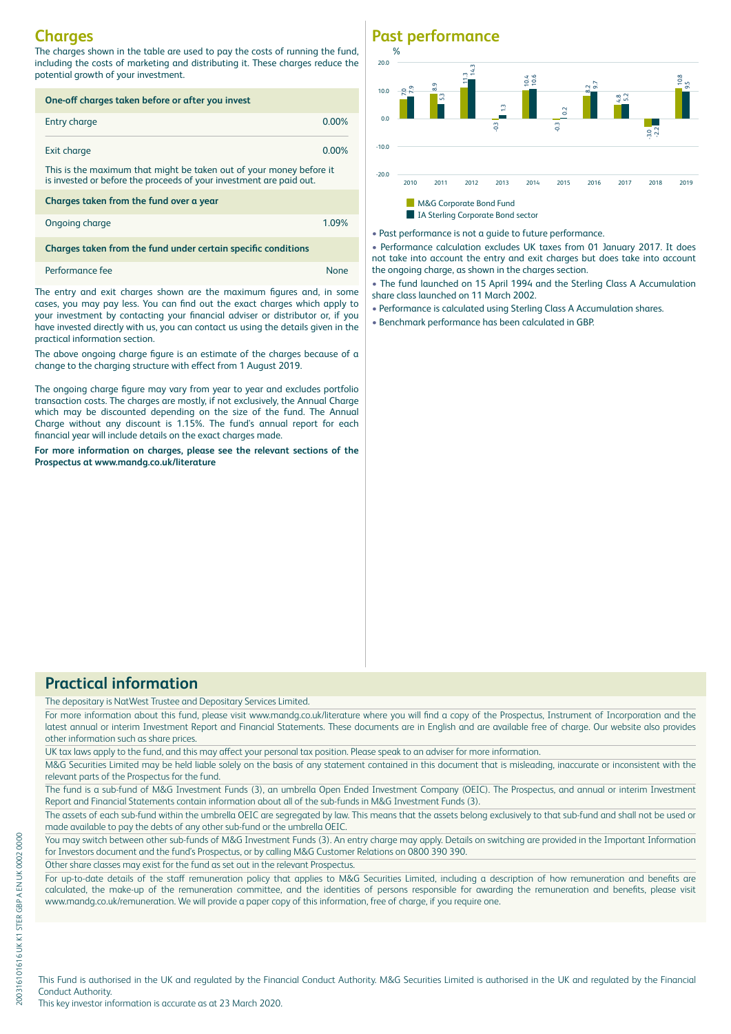## Charges

The charges shown in the table are used to pay the costs of running the fund, including the costs of marketing and distributing it. These charges reduce the potential growth of your investment.

| One-off charges taken before or after you invest | |
|---|---|
| Entry charge | 0.00% |
| Exit charge | 0.00% |
| This is the maximum that might be taken out of your money before it is invested or before the proceeds of your investment are paid out. | |
| **Charges taken from the fund over a year** | |
| Ongoing charge | 1.09% |
| **Charges taken from the fund under certain specific conditions** | |
| Performance fee | None |

The entry and exit charges shown are the maximum figures and, in some cases, you may pay less. You can find out the exact charges which apply to your investment by contacting your financial adviser or distributor or, if you have invested directly with us, you can contact us using the details given in the practical information section.

The above ongoing charge figure is an estimate of the charges because of a change to the charging structure with effect from 1 August 2019.

The ongoing charge figure may vary from year to year and excludes portfolio transaction costs. The charges are mostly, if not exclusively, the Annual Charge which may be discounted depending on the size of the fund. The Annual Charge without any discount is 1.15%. The fund's annual report for each financial year will include details on the exact charges made.

**For more information on charges, please see the relevant sections of the Prospectus at www.mandg.co.uk/literature**

## Past performance

%

20.0
10.0
0.0
-10.0
-20.0

7.0 7.9
8.9 5.3
11.3 14.3
-0.3 1.3
10.4 10.6
-0.3 0.2
8.2 9.7
4.8 5.2
-3.0 -2.2
10.8 9.5

2010 2011 2012 2013 2014 2015 2016 2017 2018 2019

M&G Corporate Bond Fund
IA Sterling Corporate Bond sector

- Past performance is not a guide to future performance.
- Performance calculation excludes UK taxes from 01 January 2017. It does not take into account the entry and exit charges but does take into account the ongoing charge, as shown in the charges section.
- The fund launched on 15 April 1994 and the Sterling Class A Accumulation share class launched on 11 March 2002.
- Performance is calculated using Sterling Class A Accumulation shares.
- Benchmark performance has been calculated in GBP.

## Practical information

The depositary is NatWest Trustee and Depositary Services Limited.

For more information about this fund, please visit www.mandg.co.uk/literature where you will find a copy of the Prospectus, Instrument of Incorporation and the latest annual or interim Investment Report and Financial Statements. These documents are in English and are available free of charge. Our website also provides other information such as share prices.

UK tax laws apply to the fund, and this may affect your personal tax position. Please speak to an adviser for more information.

M&G Securities Limited may be held liable solely on the basis of any statement contained in this document that is misleading, inaccurate or inconsistent with the relevant parts of the Prospectus for the fund.

The fund is a sub-fund of M&G Investment Funds (3), an umbrella Open Ended Investment Company (OEIC). The Prospectus, and annual or interim Investment Report and Financial Statements contain information about all of the sub-funds in M&G Investment Funds (3).

The assets of each sub-fund within the umbrella OEIC are segregated by law. This means that the assets belong exclusively to that sub-fund and shall not be used or made available to pay the debts of any other sub-fund or the umbrella OEIC.

You may switch between other sub-funds of M&G Investment Funds (3). An entry charge may apply. Details on switching are provided in the Important Information for Investors document and the fund's Prospectus, or by calling M&G Customer Relations on 0800 390 390.

Other share classes may exist for the fund as set out in the relevant Prospectus.

For up-to-date details of the staff remuneration policy that applies to M&G Securities Limited, including a description of how remuneration and benefits are calculated, the make-up of the remuneration committee, and the identities of persons responsible for awarding the remuneration and benefits, please visit www.mandg.co.uk/remuneration. We will provide a paper copy of this information, free of charge, if you require one.

This Fund is authorised in the UK and regulated by the Financial Conduct Authority. M&G Securities Limited is authorised in the UK and regulated by the Financial Conduct Authority.
This key investor information is accurate as at 23 March 2020.